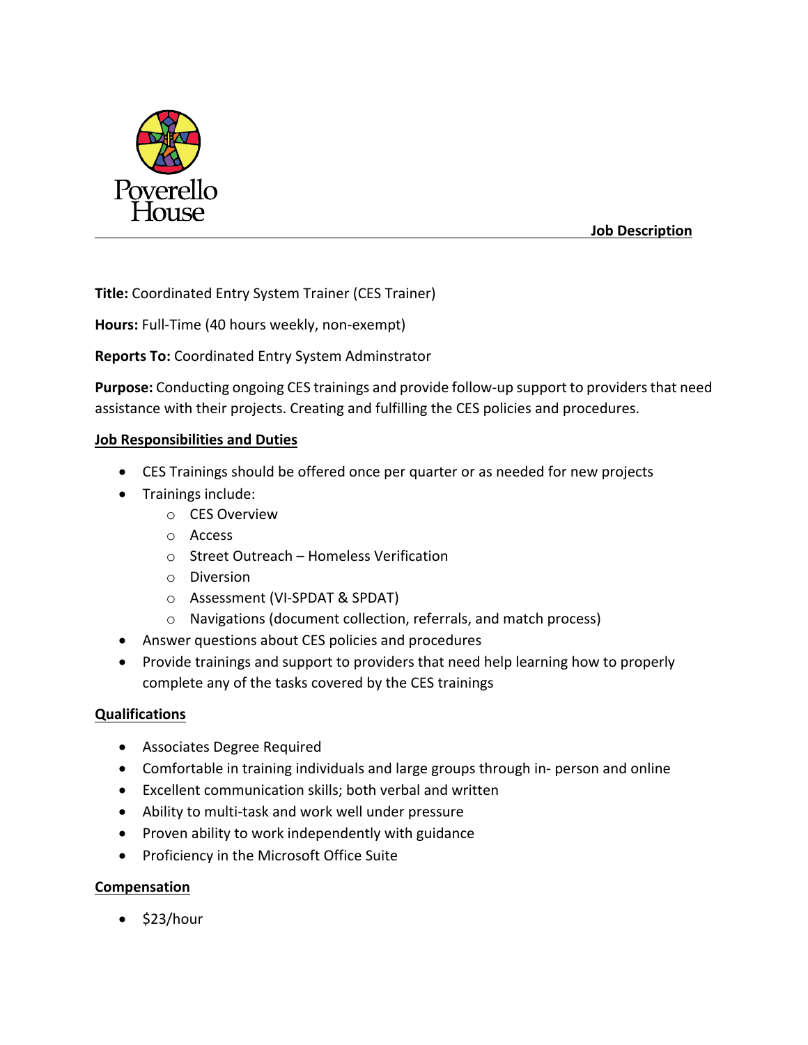Poverello House

**Job Description**

**Title:** Coordinated Entry System Trainer (CES Trainer)

**Hours:** Full-Time (40 hours weekly, non-exempt)

**Reports To:** Coordinated Entry System Adminstrator

**Purpose:** Conducting ongoing CES trainings and provide follow-up support to providers that need assistance with their projects. Creating and fulfilling the CES policies and procedures.

## Job Responsibilities and Duties

- CES Trainings should be offered once per quarter or as needed for new projects
- Trainings include:
  - CES Overview
  - Access
  - Street Outreach – Homeless Verification
  - Diversion
  - Assessment (VI-SPDAT & SPDAT)
  - Navigations (document collection, referrals, and match process)
- Answer questions about CES policies and procedures
- Provide trainings and support to providers that need help learning how to properly complete any of the tasks covered by the CES trainings

## Qualifications

- Associates Degree Required
- Comfortable in training individuals and large groups through in- person and online
- Excellent communication skills; both verbal and written
- Ability to multi-task and work well under pressure
- Proven ability to work independently with guidance
- Proficiency in the Microsoft Office Suite

## Compensation

- $23/hour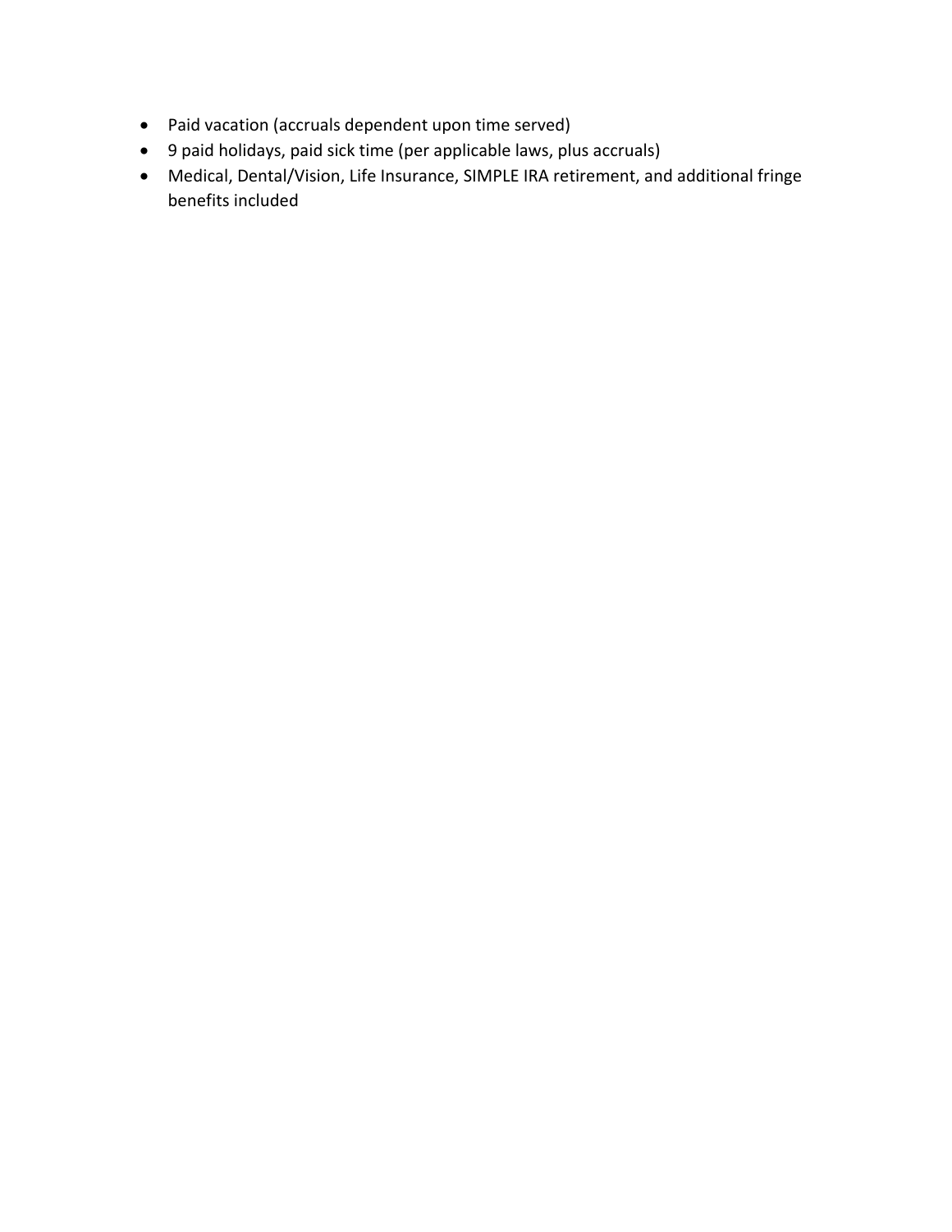- Paid vacation (accruals dependent upon time served)
- 9 paid holidays, paid sick time (per applicable laws, plus accruals)
- Medical, Dental/Vision, Life Insurance, SIMPLE IRA retirement, and additional fringe benefits included